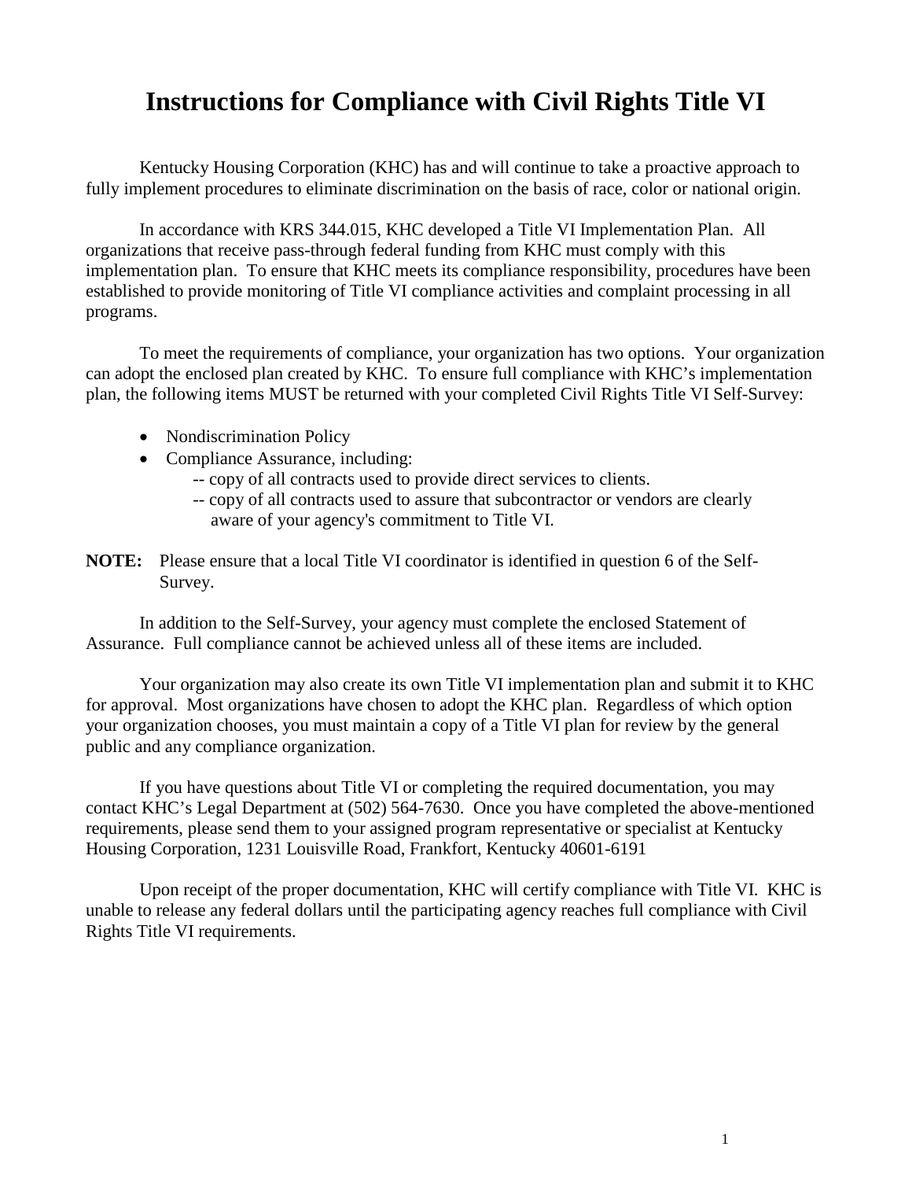# Instructions for Compliance with Civil Rights Title VI

Kentucky Housing Corporation (KHC) has and will continue to take a proactive approach to fully implement procedures to eliminate discrimination on the basis of race, color or national origin.

In accordance with KRS 344.015, KHC developed a Title VI Implementation Plan. All organizations that receive pass-through federal funding from KHC must comply with this implementation plan. To ensure that KHC meets its compliance responsibility, procedures have been established to provide monitoring of Title VI compliance activities and complaint processing in all programs.

To meet the requirements of compliance, your organization has two options. Your organization can adopt the enclosed plan created by KHC. To ensure full compliance with KHC's implementation plan, the following items MUST be returned with your completed Civil Rights Title VI Self-Survey:

- Nondiscrimination Policy
- Compliance Assurance, including:
  - -- copy of all contracts used to provide direct services to clients.
  - -- copy of all contracts used to assure that subcontractor or vendors are clearly aware of your agency's commitment to Title VI.

**NOTE:** Please ensure that a local Title VI coordinator is identified in question 6 of the Self-Survey.

In addition to the Self-Survey, your agency must complete the enclosed Statement of Assurance. Full compliance cannot be achieved unless all of these items are included.

Your organization may also create its own Title VI implementation plan and submit it to KHC for approval. Most organizations have chosen to adopt the KHC plan. Regardless of which option your organization chooses, you must maintain a copy of a Title VI plan for review by the general public and any compliance organization.

If you have questions about Title VI or completing the required documentation, you may contact KHC's Legal Department at (502) 564-7630. Once you have completed the above-mentioned requirements, please send them to your assigned program representative or specialist at Kentucky Housing Corporation, 1231 Louisville Road, Frankfort, Kentucky 40601-6191

Upon receipt of the proper documentation, KHC will certify compliance with Title VI. KHC is unable to release any federal dollars until the participating agency reaches full compliance with Civil Rights Title VI requirements.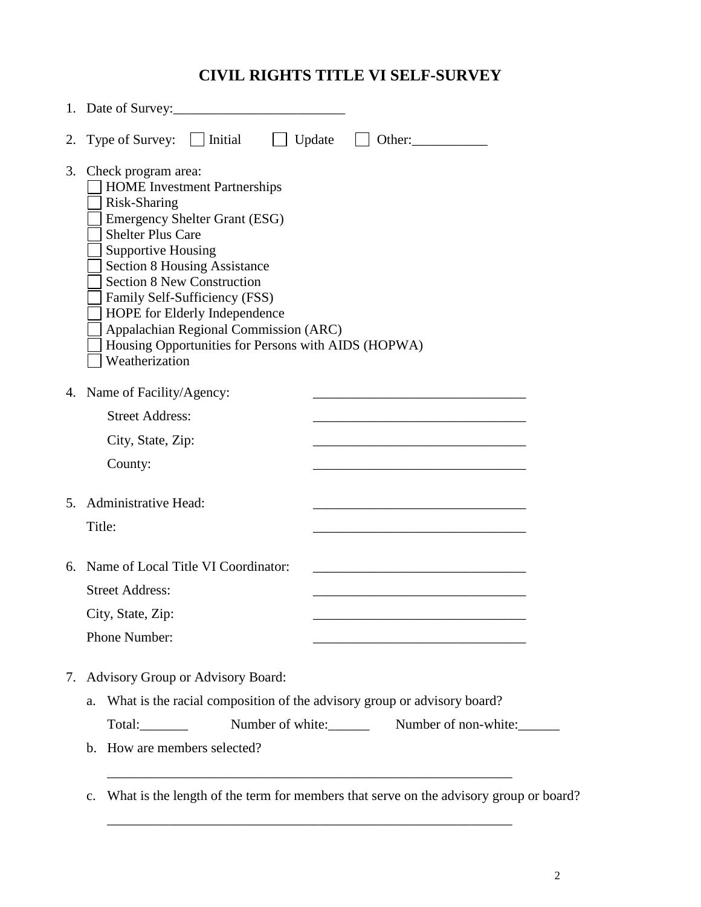# CIVIL RIGHTS TITLE VI SELF-SURVEY

1. Date of Survey:_________________________

2. Type of Survey: ☐ Initial ☐ Update ☐ Other:___________

3. Check program area:
   - ☐ HOME Investment Partnerships
   - ☐ Risk-Sharing
   - ☐ Emergency Shelter Grant (ESG)
   - ☐ Shelter Plus Care
   - ☐ Supportive Housing
   - ☐ Section 8 Housing Assistance
   - ☐ Section 8 New Construction
   - ☐ Family Self-Sufficiency (FSS)
   - ☐ HOPE for Elderly Independence
   - ☐ Appalachian Regional Commission (ARC)
   - ☐ Housing Opportunities for Persons with AIDS (HOPWA)
   - ☐ Weatherization

4. Name of Facility/Agency: _______________________________

   Street Address: _______________________________

   City, State, Zip: _______________________________

   County: _______________________________

5. Administrative Head: _______________________________

   Title: _______________________________

6. Name of Local Title VI Coordinator: _______________________________

   Street Address: _______________________________

   City, State, Zip: _______________________________

   Phone Number: _______________________________

7. Advisory Group or Advisory Board:

   a. What is the racial composition of the advisory group or advisory board?

      Total:_______ Number of white:______ Number of non-white:______

   b. How are members selected?

      _____________________________________________________________

   c. What is the length of the term for members that serve on the advisory group or board?

      _____________________________________________________________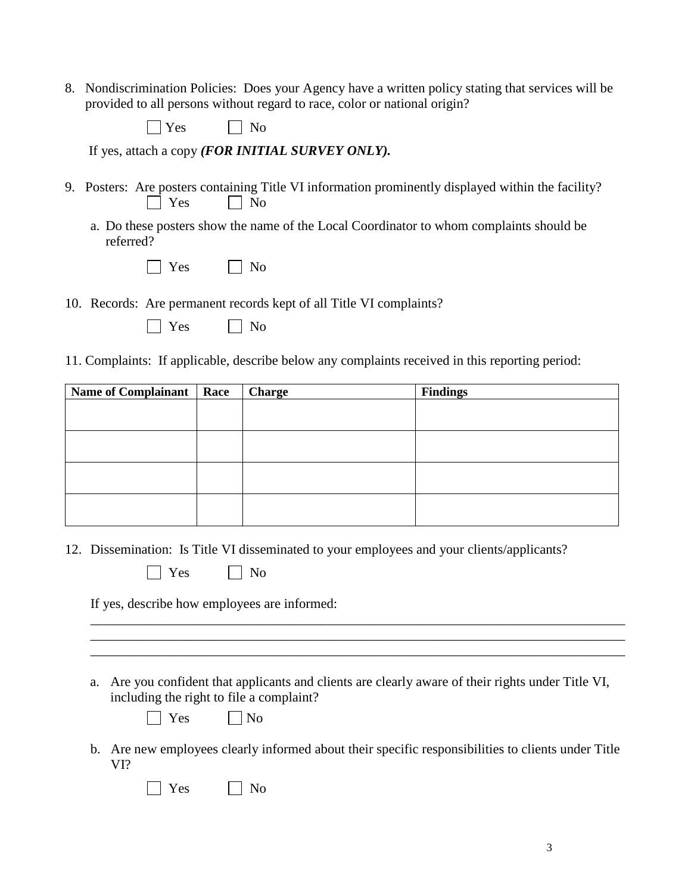8. Nondiscrimination Policies: Does your Agency have a written policy stating that services will be provided to all persons without regard to race, color or national origin?

   ☐ Yes ☐ No

   If yes, attach a copy ***(FOR INITIAL SURVEY ONLY).***

9. Posters: Are posters containing Title VI information prominently displayed within the facility?

   ☐ Yes ☐ No

   a. Do these posters show the name of the Local Coordinator to whom complaints should be referred?

      ☐ Yes ☐ No

10. Records: Are permanent records kept of all Title VI complaints?

    ☐ Yes ☐ No

11. Complaints: If applicable, describe below any complaints received in this reporting period:

| Name of Complainant | Race | Charge | Findings |
|---|---|---|---|
| | | | |
| | | | |
| | | | |
| | | | |

12. Dissemination: Is Title VI disseminated to your employees and your clients/applicants?

    ☐ Yes ☐ No

    If yes, describe how employees are informed:

    ________________________________________________________________________________
    ________________________________________________________________________________
    ________________________________________________________________________________

    a. Are you confident that applicants and clients are clearly aware of their rights under Title VI, including the right to file a complaint?

       ☐ Yes ☐ No

    b. Are new employees clearly informed about their specific responsibilities to clients under Title VI?

       ☐ Yes ☐ No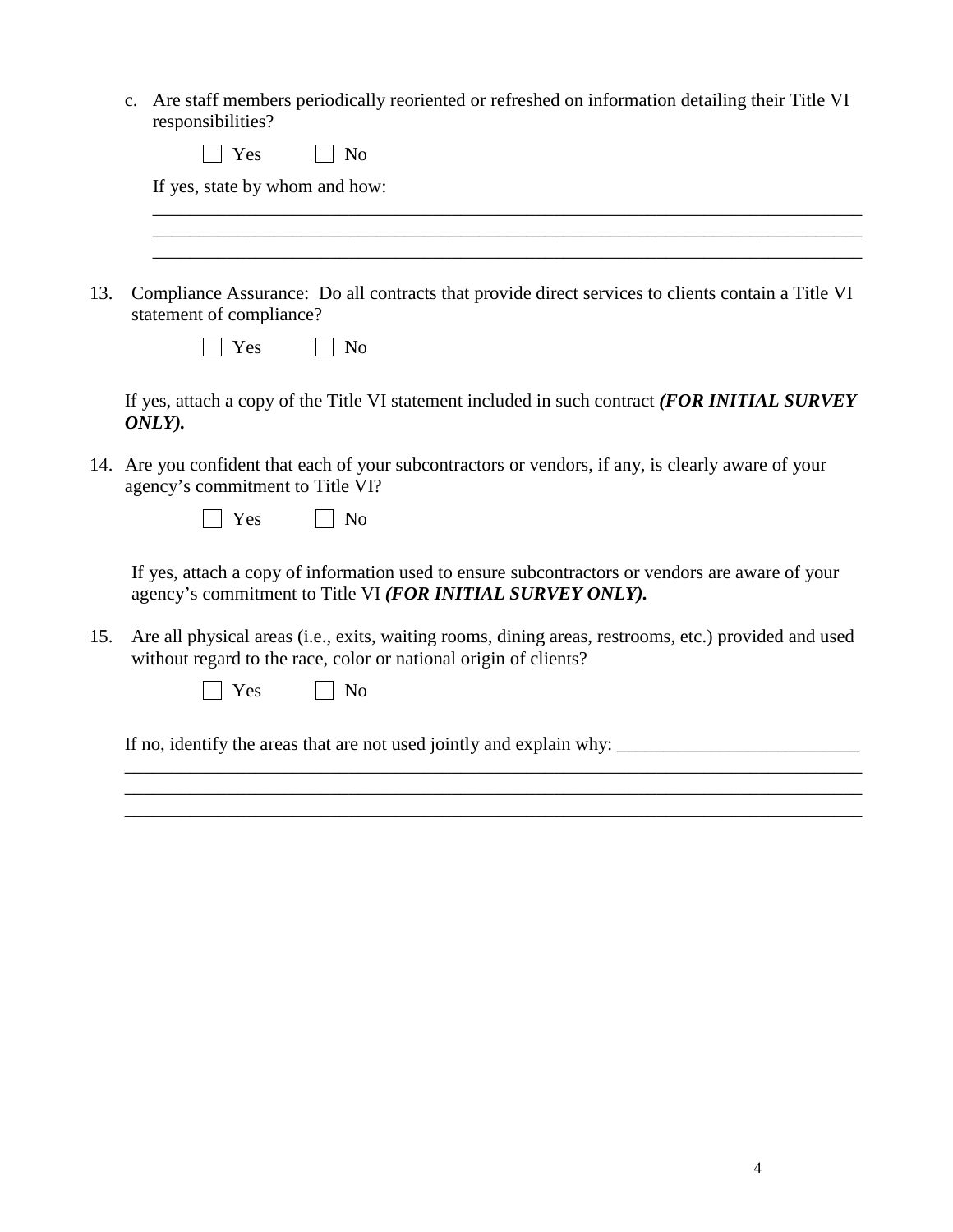c. Are staff members periodically reoriented or refreshed on information detailing their Title VI responsibilities?

☐ Yes ☐ No

If yes, state by whom and how:

______________________________________________________________________________
______________________________________________________________________________
______________________________________________________________________________

13. Compliance Assurance: Do all contracts that provide direct services to clients contain a Title VI statement of compliance?

☐ Yes ☐ No

If yes, attach a copy of the Title VI statement included in such contract ***(FOR INITIAL SURVEY ONLY).***

14. Are you confident that each of your subcontractors or vendors, if any, is clearly aware of your agency's commitment to Title VI?

☐ Yes ☐ No

If yes, attach a copy of information used to ensure subcontractors or vendors are aware of your agency's commitment to Title VI ***(FOR INITIAL SURVEY ONLY).***

15. Are all physical areas (i.e., exits, waiting rooms, dining areas, restrooms, etc.) provided and used without regard to the race, color or national origin of clients?

☐ Yes ☐ No

If no, identify the areas that are not used jointly and explain why: __________________________
______________________________________________________________________________
______________________________________________________________________________
______________________________________________________________________________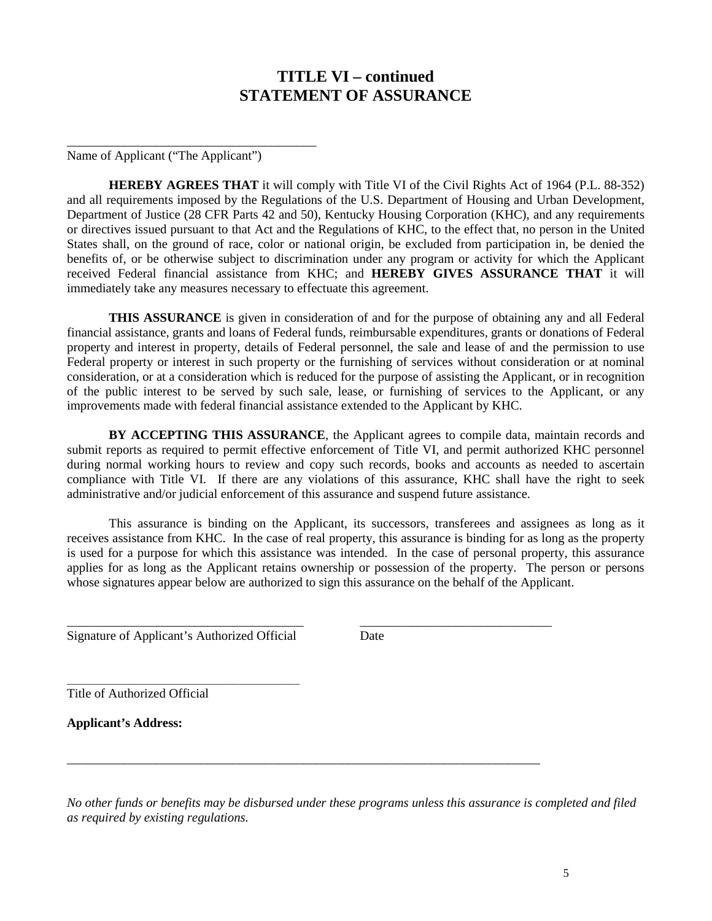# TITLE VI – continued
# STATEMENT OF ASSURANCE

\_\_\_\_\_\_\_\_\_\_\_\_\_\_\_\_\_\_\_\_\_\_\_\_\_\_\_\_\_\_\_\_\_\_\_\_\_\_\_
Name of Applicant ("The Applicant")

**HEREBY AGREES THAT** it will comply with Title VI of the Civil Rights Act of 1964 (P.L. 88-352) and all requirements imposed by the Regulations of the U.S. Department of Housing and Urban Development, Department of Justice (28 CFR Parts 42 and 50), Kentucky Housing Corporation (KHC), and any requirements or directives issued pursuant to that Act and the Regulations of KHC, to the effect that, no person in the United States shall, on the ground of race, color or national origin, be excluded from participation in, be denied the benefits of, or be otherwise subject to discrimination under any program or activity for which the Applicant received Federal financial assistance from KHC; and **HEREBY GIVES ASSURANCE THAT** it will immediately take any measures necessary to effectuate this agreement.

**THIS ASSURANCE** is given in consideration of and for the purpose of obtaining any and all Federal financial assistance, grants and loans of Federal funds, reimbursable expenditures, grants or donations of Federal property and interest in property, details of Federal personnel, the sale and lease of and the permission to use Federal property or interest in such property or the furnishing of services without consideration or at nominal consideration, or at a consideration which is reduced for the purpose of assisting the Applicant, or in recognition of the public interest to be served by such sale, lease, or furnishing of services to the Applicant, or any improvements made with federal financial assistance extended to the Applicant by KHC.

**BY ACCEPTING THIS ASSURANCE**, the Applicant agrees to compile data, maintain records and submit reports as required to permit effective enforcement of Title VI, and permit authorized KHC personnel during normal working hours to review and copy such records, books and accounts as needed to ascertain compliance with Title VI. If there are any violations of this assurance, KHC shall have the right to seek administrative and/or judicial enforcement of this assurance and suspend future assistance.

This assurance is binding on the Applicant, its successors, transferees and assignees as long as it receives assistance from KHC. In the case of real property, this assurance is binding for as long as the property is used for a purpose for which this assistance was intended. In the case of personal property, this assurance applies for as long as the Applicant retains ownership or possession of the property. The person or persons whose signatures appear below are authorized to sign this assurance on the behalf of the Applicant.

\_\_\_\_\_\_\_\_\_\_\_\_\_\_\_\_\_\_\_\_\_\_\_\_\_\_\_\_\_\_\_\_\_\_\_\_\_\_\_ \_\_\_\_\_\_\_\_\_\_\_\_\_\_\_\_\_\_\_\_\_\_\_\_\_\_\_\_\_\_\_\_
Signature of Applicant's Authorized Official Date

\_\_\_\_\_\_\_\_\_\_\_\_\_\_\_\_\_\_\_\_\_\_\_\_\_\_\_\_\_\_\_\_\_\_\_\_\_\_\_
Title of Authorized Official

**Applicant's Address:**

\_\_\_\_\_\_\_\_\_\_\_\_\_\_\_\_\_\_\_\_\_\_\_\_\_\_\_\_\_\_\_\_\_\_\_\_\_\_\_\_\_\_\_\_\_\_\_\_\_\_\_\_\_\_\_\_\_\_\_\_\_\_\_\_\_\_\_\_\_\_\_\_\_\_\_\_

*No other funds or benefits may be disbursed under these programs unless this assurance is completed and filed as required by existing regulations.*